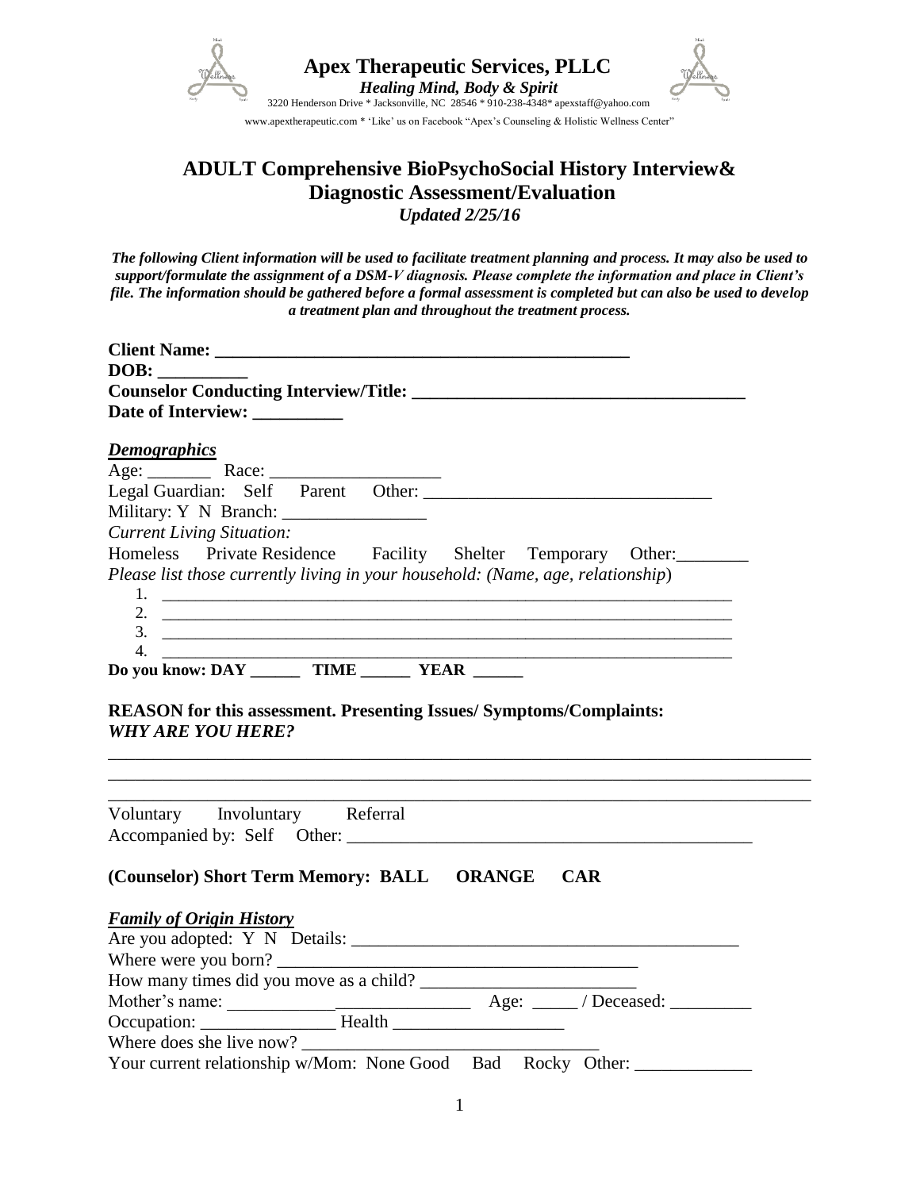**Apex Therapeutic Services, PLLC**

***Healing Mind, Body & Spirit***

3220 Henderson Drive * Jacksonville, NC 28546 * 910-238-4348* apexstaff@yahoo.com

www.apextherapeutic.com * 'Like' us on Facebook "Apex's Counseling & Holistic Wellness Center"

# ADULT Comprehensive BioPsychoSocial History Interview& Diagnostic Assessment/Evaluation

***Updated 2/25/16***

***The following Client information will be used to facilitate treatment planning and process. It may also be used to support/formulate the assignment of a DSM-V diagnosis. Please complete the information and place in Client's file. The information should be gathered before a formal assessment is completed but can also be used to develop a treatment plan and throughout the treatment process.***

**Client Name: _______________________________________________**

**DOB: __________**

**Counselor Conducting Interview/Title: _____________________________________**

**Date of Interview: __________**

***Demographics***

Age: _______ Race: ___________________

Legal Guardian: Self Parent Other: _______________________________

Military: Y N Branch: ________________

*Current Living Situation:*

Homeless Private Residence Facility Shelter Temporary Other:________

*Please list those currently living in your household: (Name, age, relationship)*

1. ___________________________________________________________________
2. ___________________________________________________________________
3. ___________________________________________________________________
4. ___________________________________________________________________

**Do you know: DAY ______ TIME ______ YEAR ______**

**REASON for this assessment. Presenting Issues/ Symptoms/Complaints:**
***WHY ARE YOU HERE?***

_____________________________________________________________________________
_____________________________________________________________________________
_____________________________________________________________________________

Voluntary Involuntary Referral

Accompanied by: Self Other: ____________________________________________

**(Counselor) Short Term Memory: BALL ORANGE CAR**

***Family of Origin History***

Are you adopted: Y N Details: ____________________________________________

Where were you born? ________________________________________

How many times did you move as a child? _________________________

Mother's name: ___________________________ Age: _____ / Deceased: _________

Occupation: _______________ Health ___________________

Where does she live now? ________________________________

Your current relationship w/Mom: None Good Bad Rocky Other: _____________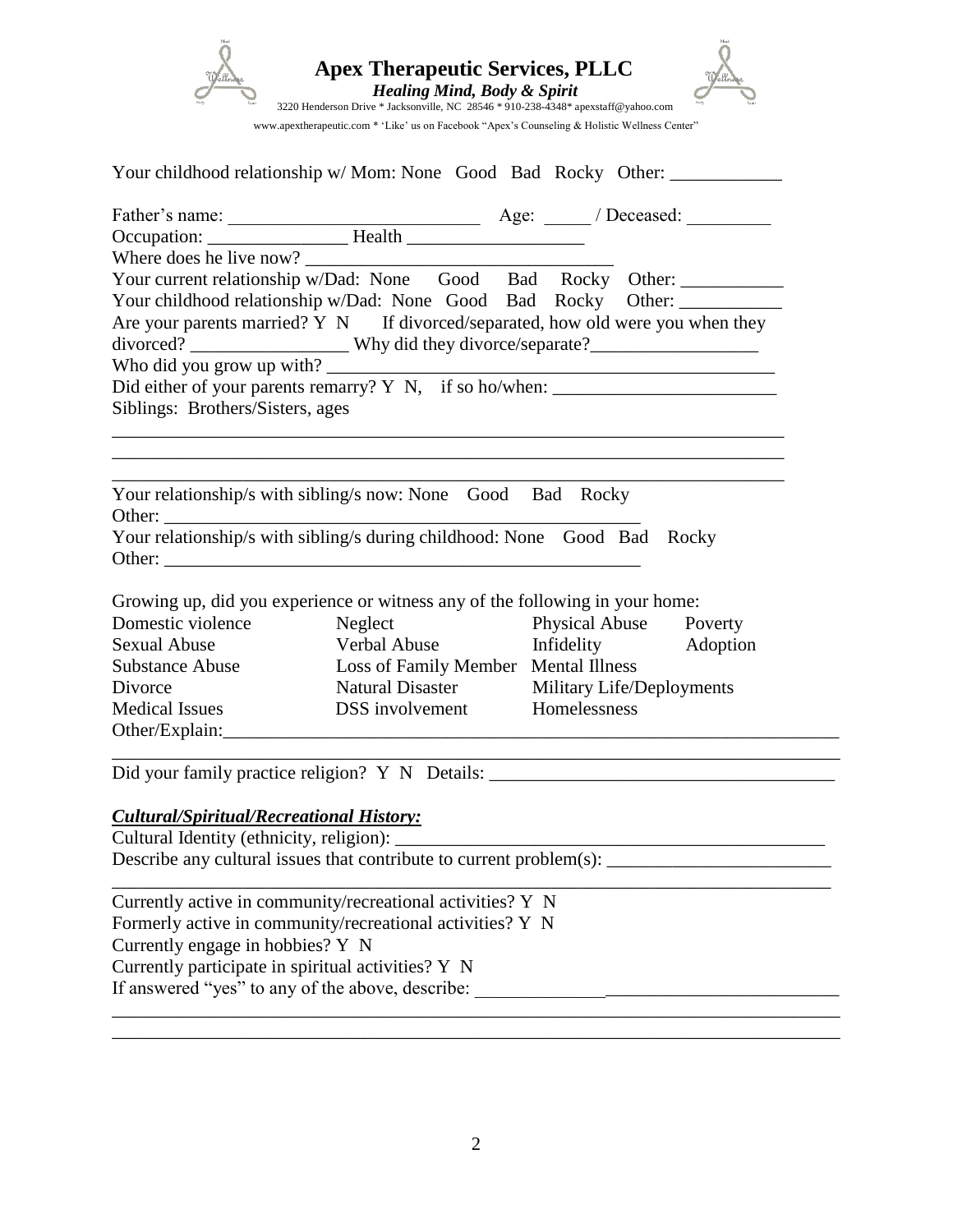Your childhood relationship w/ Mom: None Good Bad Rocky Other: ____________

Father's name: ___________________________ Age: _____ / Deceased: _________

Occupation: _______________ Health ___________________

Where does he live now? _________________________________

Your current relationship w/Dad: None Good Bad Rocky Other: ___________

Your childhood relationship w/Dad: None Good Bad Rocky Other: ___________

Are your parents married? Y N If divorced/separated, how old were you when they divorced? _________________ Why did they divorce/separate?__________________

Who did you grow up with? _______________________________________________

Did either of your parents remarry? Y N, if so ho/when: ________________________

Siblings: Brothers/Sisters, ages

_________________________________________________________________________

_________________________________________________________________________

_________________________________________________________________________

Your relationship/s with sibling/s now: None Good Bad Rocky

Other: _____________________________________________________

Your relationship/s with sibling/s during childhood: None Good Bad Rocky

Other: _____________________________________________________

Growing up, did you experience or witness any of the following in your home:

| | | | |
|---|---|---|---|
| Domestic violence | Neglect | Physical Abuse | Poverty |
| Sexual Abuse | Verbal Abuse | Infidelity | Adoption |
| Substance Abuse | Loss of Family Member | Mental Illness | |
| Divorce | Natural Disaster | Military Life/Deployments | |
| Medical Issues | DSS involvement | Homelessness | |

Other/Explain:_____________________________________________________________

_________________________________________________________________________

Did your family practice religion? Y N Details: ____________________________________

### ***Cultural/Spiritual/Recreational History:***

Cultural Identity (ethnicity, religion): _______________________________________________

Describe any cultural issues that contribute to current problem(s): ________________________

_________________________________________________________________________

Currently active in community/recreational activities? Y N

Formerly active in community/recreational activities? Y N

Currently engage in hobbies? Y N

Currently participate in spiritual activities? Y N

If answered "yes" to any of the above, describe: _______________________________________

_________________________________________________________________________

_________________________________________________________________________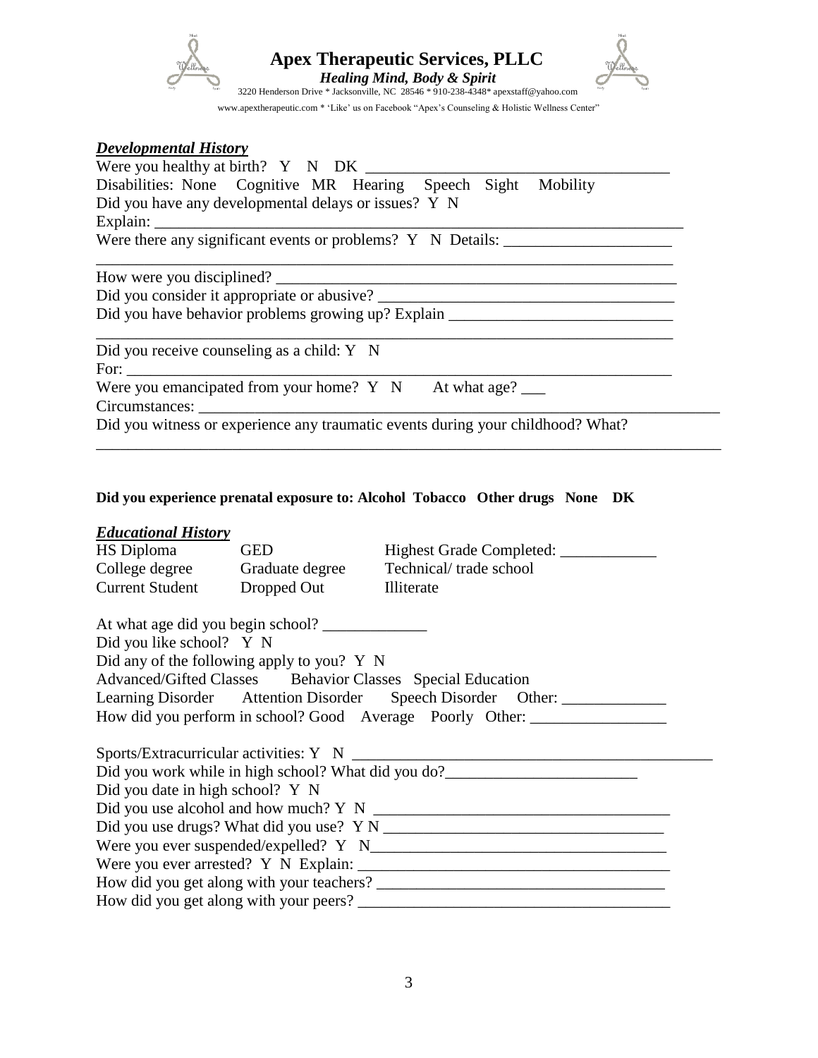# Apex Therapeutic Services, PLLC

***Healing Mind, Body & Spirit***

3220 Henderson Drive * Jacksonville, NC 28546 * 910-238-4348* apexstaff@yahoo.com

www.apextherapeutic.com * 'Like' us on Facebook "Apex's Counseling & Holistic Wellness Center"

## ***Developmental History***

Were you healthy at birth? Y N DK ______________________________________

Disabilities: None Cognitive MR Hearing Speech Sight Mobility

Did you have any developmental delays or issues? Y N

Explain: ________________________________________________________________

Were there any significant events or problems? Y N Details: _____________________

________________________________________________________________________

How were you disciplined? ________________________________________________

Did you consider it appropriate or abusive? ____________________________________

Did you have behavior problems growing up? Explain ___________________________

________________________________________________________________________

Did you receive counseling as a child: Y N

For: ____________________________________________________________________

Were you emancipated from your home? Y N At what age? ___

Circumstances: ___________________________________________________________

Did you witness or experience any traumatic events during your childhood? What?

________________________________________________________________________

**Did you experience prenatal exposure to: Alcohol Tobacco Other drugs None DK**

## ***Educational History***

| HS Diploma | GED | Highest Grade Completed: ____________ |
|---|---|---|
| College degree | Graduate degree | Technical/ trade school |
| Current Student | Dropped Out | Illiterate |

At what age did you begin school? _____________

Did you like school? Y N

Did any of the following apply to you? Y N

Advanced/Gifted Classes Behavior Classes Special Education

Learning Disorder Attention Disorder Speech Disorder Other: _____________

How did you perform in school? Good Average Poorly Other: _________________

Sports/Extracurricular activities: Y N _____________________________________________

Did you work while in high school? What did you do?________________________

Did you date in high school? Y N

Did you use alcohol and how much? Y N _____________________________________

Did you use drugs? What did you use? Y N ___________________________________

Were you ever suspended/expelled? Y N______________________________________

Were you ever arrested? Y N Explain: _______________________________________

How did you get along with your teachers? ____________________________________

How did you get along with your peers? _______________________________________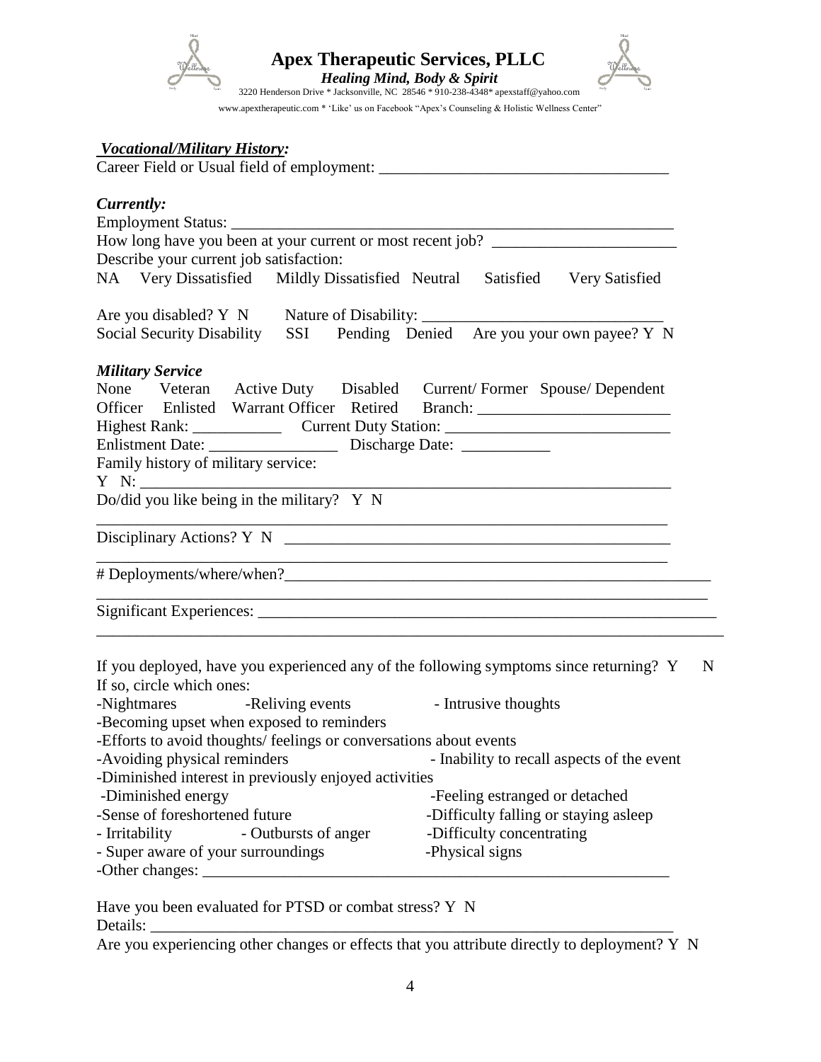# Apex Therapeutic Services, PLLC

***Healing Mind, Body & Spirit***

3220 Henderson Drive * Jacksonville, NC 28546 * 910-238-4348* apexstaff@yahoo.com

www.apextherapeutic.com * 'Like' us on Facebook "Apex's Counseling & Holistic Wellness Center"

***Vocational/Military History:***

Career Field or Usual field of employment: ___________________________________

***Currently:***

Employment Status: _______________________________________________________

How long have you been at your current or most recent job? _______________________

Describe your current job satisfaction:

NA   Very Dissatisfied   Mildly Dissatisfied   Neutral   Satisfied   Very Satisfied

Are you disabled? Y N   Nature of Disability: _____________________________

Social Security Disability   SSI   Pending   Denied   Are you your own payee? Y N

***Military Service***

None   Veteran   Active Duty   Disabled   Current/ Former   Spouse/ Dependent

Officer   Enlisted   Warrant Officer   Retired   Branch: _______________________

Highest Rank: ___________   Current Duty Station: ____________________________

Enlistment Date: ________________   Discharge Date: ___________

Family history of military service:

Y N: ____________________________________________________________________

Do/did you like being in the military? Y N

_________________________________________________________________________

Disciplinary Actions? Y N ________________________________________________

_________________________________________________________________________

# Deployments/where/when?_________________________________________________

_________________________________________________________________________

Significant Experiences: ____________________________________________________

_________________________________________________________________________

If you deployed, have you experienced any of the following symptoms since returning? Y   N

If so, circle which ones:

- -Nightmares   -Reliving events   - Intrusive thoughts
- -Becoming upset when exposed to reminders
- -Efforts to avoid thoughts/ feelings or conversations about events
- -Avoiding physical reminders   - Inability to recall aspects of the event
- -Diminished interest in previously enjoyed activities
- -Diminished energy   -Feeling estranged or detached
- -Sense of foreshortened future   -Difficulty falling or staying asleep
- - Irritability   - Outbursts of anger   -Difficulty concentrating
- - Super aware of your surroundings   -Physical signs
- -Other changes: _______________________________________________________

Have you been evaluated for PTSD or combat stress? Y N

Details: _________________________________________________________________

Are you experiencing other changes or effects that you attribute directly to deployment? Y N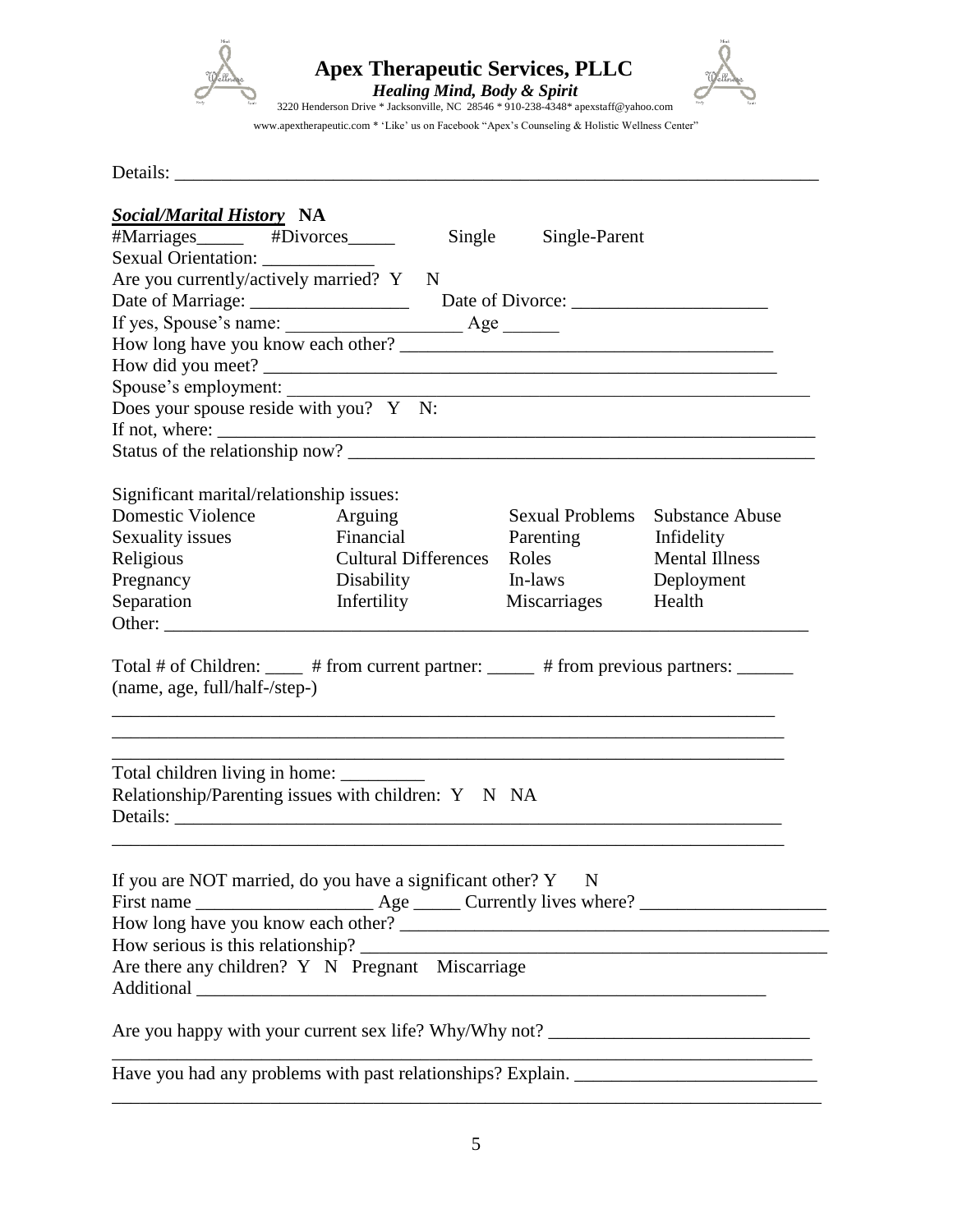Details: ______________________________________________________________________

***Social/Marital History*** **NA**

#Marriages_____ #Divorces_____ Single Single-Parent

Sexual Orientation: ____________

Are you currently/actively married? Y N

Date of Marriage: _________________ Date of Divorce: _____________________

If yes, Spouse's name: __________________ Age ______

How long have you know each other? ________________________________________

How did you meet? _______________________________________________________

Spouse's employment: ______________________________________________________

Does your spouse reside with you? Y N:

If not, where: __________________________________________________________

Status of the relationship now? ______________________________________________

Significant marital/relationship issues:

| | | | |
|---|---|---|---|
| Domestic Violence | Arguing | Sexual Problems | Substance Abuse |
| Sexuality issues | Financial | Parenting | Infidelity |
| Religious | Cultural Differences | Roles | Mental Illness |
| Pregnancy | Disability | In-laws | Deployment |
| Separation | Infertility | Miscarriages | Health |

Other: ________________________________________________________________

Total # of Children: ____ # from current partner: _____ # from previous partners: ______
(name, age, full/half-/step-)

______________________________________________________________________

______________________________________________________________________

______________________________________________________________________

Total children living in home: _________

Relationship/Parenting issues with children: Y N NA

Details: ______________________________________________________________

______________________________________________________________________

If you are NOT married, do you have a significant other? Y N

First name ___________________ Age _____ Currently lives where? ____________________

How long have you know each other? _____________________________________________

How serious is this relationship? _________________________________________________

Are there any children? Y N Pregnant Miscarriage

Additional _____________________________________________________________

Are you happy with your current sex life? Why/Why not? ____________________________

______________________________________________________________________

Have you had any problems with past relationships? Explain. __________________________

______________________________________________________________________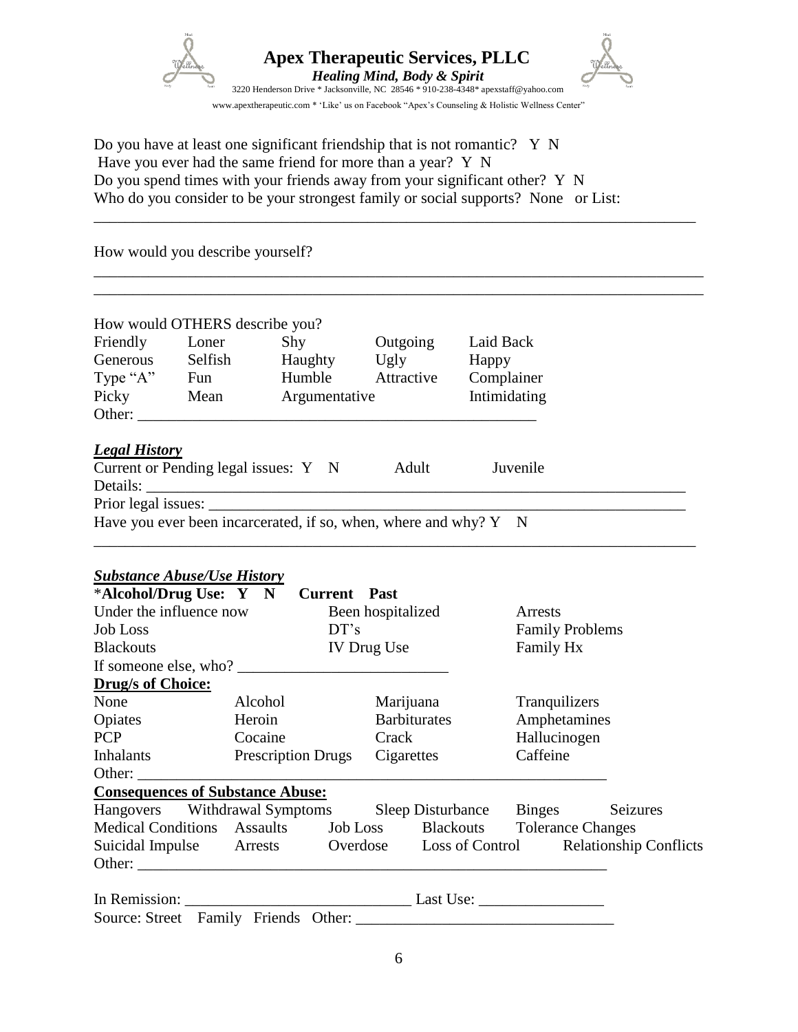Do you have at least one significant friendship that is not romantic? Y N

Have you ever had the same friend for more than a year? Y N

Do you spend times with your friends away from your significant other? Y N

Who do you consider to be your strongest family or social supports? None or List:

______________________________________________________________________________

How would you describe yourself?

______________________________________________________________________________

______________________________________________________________________________

How would OTHERS describe you?

| | | | | |
|---|---|---|---|---|
| Friendly | Loner | Shy | Outgoing | Laid Back |
| Generous | Selfish | Haughty | Ugly | Happy |
| Type "A" | Fun | Humble | Attractive | Complainer |
| Picky | Mean | Argumentative | | Intimidating |

Other: ____________________________________________________

***Legal History***

Current or Pending legal issues: Y N Adult Juvenile

Details: ______________________________________________________________________

Prior legal issues: _____________________________________________________________

Have you ever been incarcerated, if so, when, where and why? Y N

______________________________________________________________________________

***Substance Abuse/Use History***

***Alcohol/Drug Use: Y N Current Past**

| | | |
|---|---|---|
| Under the influence now | Been hospitalized | Arrests |
| Job Loss | DT's | Family Problems |
| Blackouts | IV Drug Use | Family Hx |

If someone else, who? ___________________________

**Drug/s of Choice:**

| | | | |
|---|---|---|---|
| None | Alcohol | Marijuana | Tranquilizers |
| Opiates | Heroin | Barbiturates | Amphetamines |
| PCP | Cocaine | Crack | Hallucinogen |
| Inhalants | Prescription Drugs | Cigarettes | Caffeine |

Other: ______________________________________________________________

**Consequences of Substance Abuse:**

Hangovers Withdrawal Symptoms Sleep Disturbance Binges Seizures

Medical Conditions Assaults Job Loss Blackouts Tolerance Changes

Suicidal Impulse Arrests Overdose Loss of Control Relationship Conflicts

Other: ______________________________________________________________

In Remission: _____________________________ Last Use: ________________

Source: Street Family Friends Other: _________________________________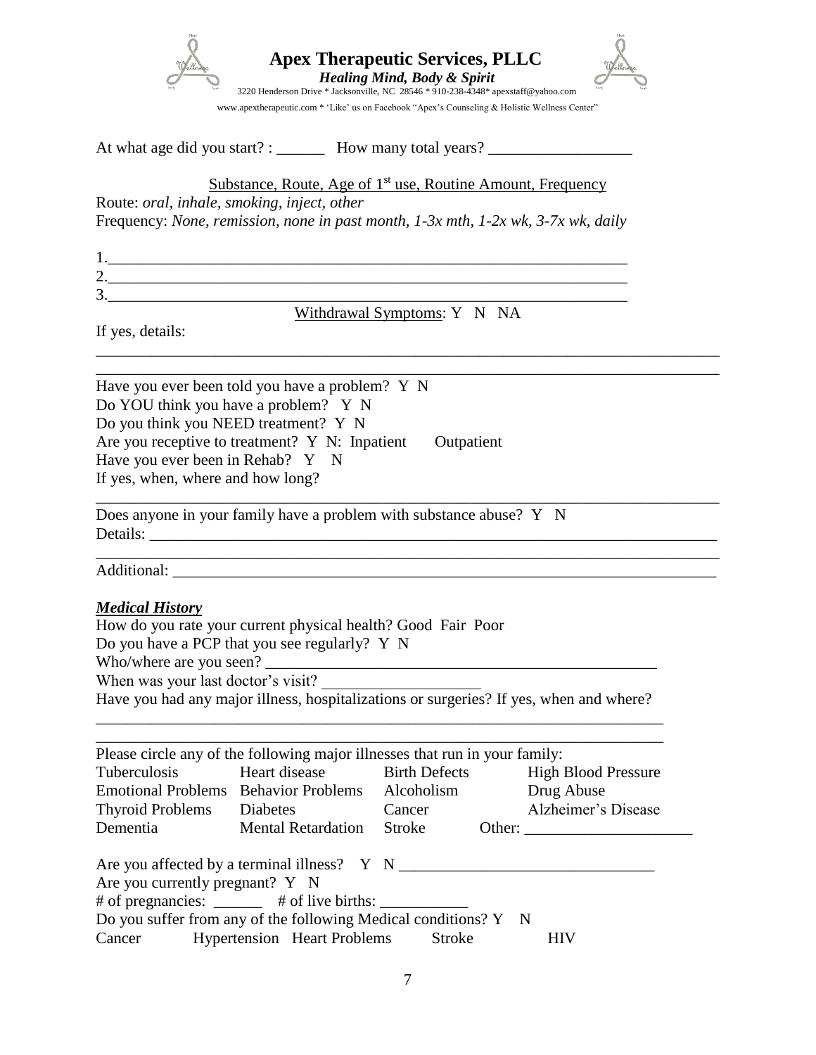At what age did you start? : ______ How many total years? __________________

Substance, Route, Age of 1st use, Routine Amount, Frequency

Route: *oral, inhale, smoking, inject, other*

Frequency: *None, remission, none in past month, 1-3x mth, 1-2x wk, 3-7x wk, daily*

1.________________________________________________________________

2.________________________________________________________________

3.________________________________________________________________

Withdrawal Symptoms: Y N NA

If yes, details:

______________________________________________________________________________

______________________________________________________________________________

Have you ever been told you have a problem? Y N

Do YOU think you have a problem? Y N

Do you think you NEED treatment? Y N

Are you receptive to treatment? Y N: Inpatient Outpatient

Have you ever been in Rehab? Y N

If yes, when, where and how long?

______________________________________________________________________________

Does anyone in your family have a problem with substance abuse? Y N

Details: ______________________________________________________________________

______________________________________________________________________________

Additional: ____________________________________________________________________

***Medical History***

How do you rate your current physical health? Good Fair Poor

Do you have a PCP that you see regularly? Y N

Who/where are you seen? ___________________________________________________

When was your last doctor's visit? ____________________

Have you had any major illness, hospitalizations or surgeries? If yes, when and where?

____________________________________________________________________________

____________________________________________________________________________

Please circle any of the following major illnesses that run in your family:

| | | | |
|---|---|---|---|
| Tuberculosis | Heart disease | Birth Defects | High Blood Pressure |
| Emotional Problems | Behavior Problems | Alcoholism | Drug Abuse |
| Thyroid Problems | Diabetes | Cancer | Alzheimer's Disease |
| Dementia | Mental Retardation | Stroke | Other: ____________________ |

Are you affected by a terminal illness? Y N ________________________________

Are you currently pregnant? Y N

# of pregnancies: ______ # of live births: ___________

Do you suffer from any of the following Medical conditions? Y N

Cancer Hypertension Heart Problems Stroke HIV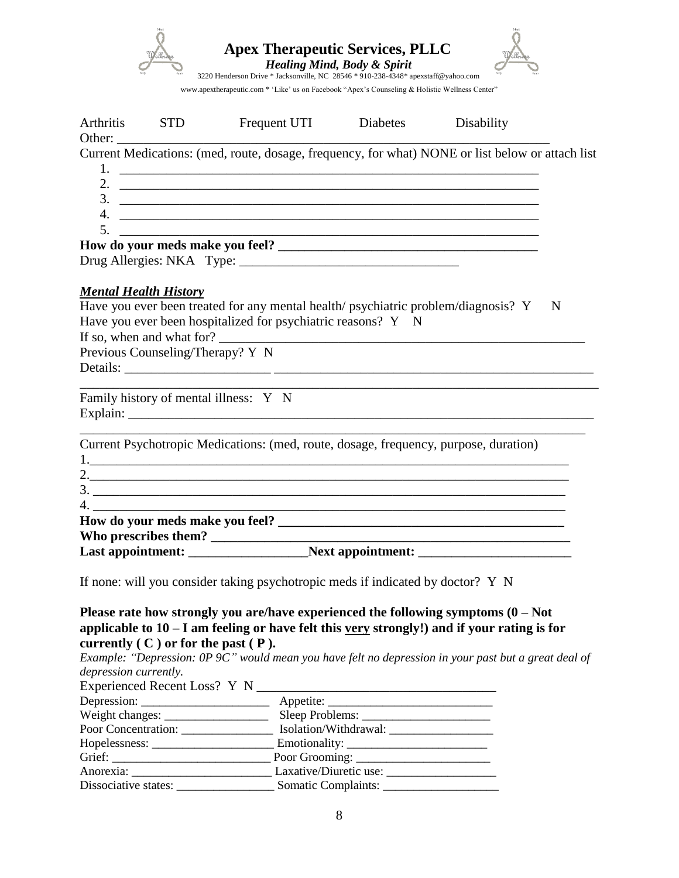# Apex Therapeutic Services, PLLC

***Healing Mind, Body & Spirit***

3220 Henderson Drive * Jacksonville, NC 28546 * 910-238-4348* apexstaff@yahoo.com

www.apextherapeutic.com * 'Like' us on Facebook "Apex's Counseling & Holistic Wellness Center"

Arthritis STD Frequent UTI Diabetes Disability

Other: ___________________________________________________________________

Current Medications: (med, route, dosage, frequency, for what) NONE or list below or attach list

1. _______________________________________________________________
2. _______________________________________________________________
3. _______________________________________________________________
4. _______________________________________________________________
5. _______________________________________________________________

**How do your meds make you feel? _____________________________________**

Drug Allergies: NKA Type: ________________________________

***Mental Health History***

Have you ever been treated for any mental health/ psychiatric problem/diagnosis? Y N

Have you ever been hospitalized for psychiatric reasons? Y N

If so, when and what for? ______________________________________________________

Previous Counseling/Therapy? Y N

Details: _____________________ _______________________________________________

___________________________________________________________________________

Family history of mental illness: Y N

Explain: ____________________________________________________________________

___________________________________________________________________________

Current Psychotropic Medications: (med, route, dosage, frequency, purpose, duration)

1.________________________________________________________________________

2.________________________________________________________________________

3. ________________________________________________________________________

4. ________________________________________________________________________

**How do your meds make you feel? ________________________________________**

**Who prescribes them? ___________________________________________________**

**Last appointment: _________________Next appointment: ______________________**

If none: will you consider taking psychotropic meds if indicated by doctor? Y N

**Please rate how strongly you are/have experienced the following symptoms (0 – Not applicable to 10 – I am feeling or have felt this <u>very</u> strongly!) and if your rating is for currently ( C ) or for the past ( P ).**

*Example: "Depression: 0P 9C" would mean you have felt no depression in your past but a great deal of depression currently.*

Experienced Recent Loss? Y N ____________________________________

Depression: _____________________ Appetite: ___________________________

Weight changes: _________________ Sleep Problems: _____________________

Poor Concentration: _______________ Isolation/Withdrawal: _________________

Hopelessness: ____________________ Emotionality: _______________________

Grief: _________________________ Poor Grooming: ______________________

Anorexia: _______________________ Laxative/Diuretic use: __________________

Dissociative states: ________________ Somatic Complaints: ___________________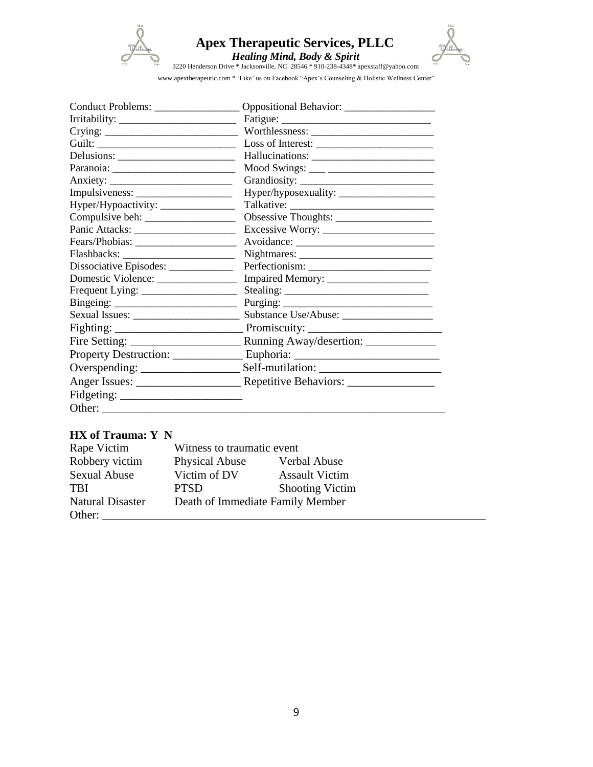# Apex Therapeutic Services, PLLC

***Healing Mind, Body & Spirit***

3220 Henderson Drive * Jacksonville, NC 28546 * 910-238-4348* apexstaff@yahoo.com

www.apextherapeutic.com * 'Like' us on Facebook "Apex's Counseling & Holistic Wellness Center"

Conduct Problems: ________________ Oppositional Behavior: _________________

Irritability: _______________________ Fatigue: _____________________________

Crying: _________________________ Worthlessness: ________________________

Guilt: __________________________ Loss of Interest: _______________________

Delusions: _______________________ Hallucinations: ________________________

Paranoia: ________________________ Mood Swings: ___ _____________________

Anxiety: ________________________ Grandiosity: __________________________

Impulsiveness: ___________________ Hyper/hyposexuality: ___________________

Hyper/Hypoactivity: _______________ Talkative: ____________________________

Compulsive beh: _________________ Obsessive Thoughts: ___________________

Panic Attacks: ___________________ Excessive Worry: ______________________

Fears/Phobias: ___________________ Avoidance: ___________________________

Flashbacks: _____________________ Nightmares: __________________________

Dissociative Episodes: ____________ Perfectionism: ________________________

Domestic Violence: _______________ Impaired Memory: ____________________

Frequent Lying: __________________ Stealing: ____________________________

Bingeing: _______________________ Purging: _____________________________

Sexual Issues: ____________________ Substance Use/Abuse: __________________

Fighting: _______________________ Promiscuity: ________________________

Fire Setting: ____________________ Running Away/desertion: ____________

Property Destruction: ____________ Euphoria: _________________________

Overspending: _________________ Self-mutilation: _____________________

Anger Issues: __________________ Repetitive Behaviors: _______________

Fidgeting: _____________________

Other: _____________________________________________________________

**HX of Trauma: Y N**

| | | |
|---|---|---|
| Rape Victim | Witness to traumatic event | |
| Robbery victim | Physical Abuse | Verbal Abuse |
| Sexual Abuse | Victim of DV | Assault Victim |
| TBI | PTSD | Shooting Victim |
| Natural Disaster | Death of Immediate Family Member | |

Other: _____________________________________________________________________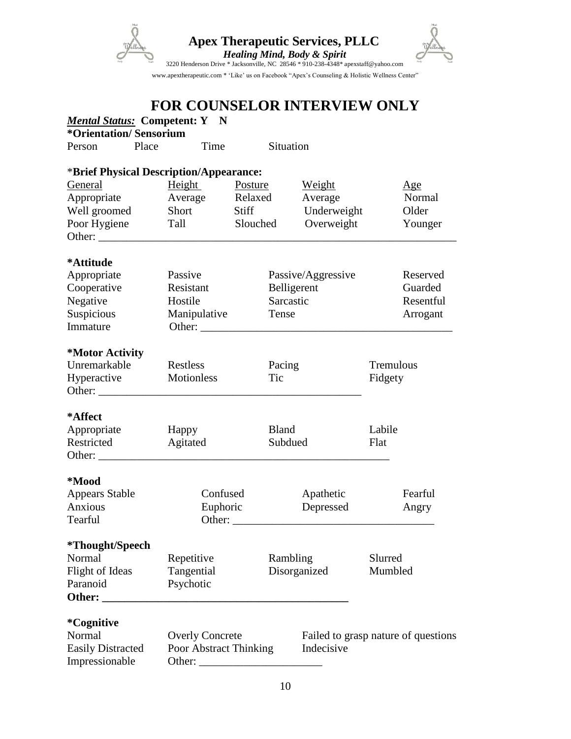**Apex Therapeutic Services, PLLC**

***Healing Mind, Body & Spirit***

3220 Henderson Drive * Jacksonville, NC 28546 * 910-238-4348* apexstaff@yahoo.com

www.apextherapeutic.com * 'Like' us on Facebook "Apex's Counseling & Holistic Wellness Center"

# FOR COUNSELOR INTERVIEW ONLY

***Mental Status:*** **Competent: Y N**

**\*Orientation/ Sensorium**

Person Place Time Situation

\***Brief Physical Description/Appearance:**

| General | Height | Posture | Weight | Age |
|---|---|---|---|---|
| Appropriate | Average | Relaxed | Average | Normal |
| Well groomed | Short | Stiff | Underweight | Older |
| Poor Hygiene | Tall | Slouched | Overweight | Younger |

Other: ___________________________________________________________________

**\*Attitude**

| | | | |
|---|---|---|---|
| Appropriate | Passive | Passive/Aggressive | Reserved |
| Cooperative | Resistant | Belligerent | Guarded |
| Negative | Hostile | Sarcastic | Resentful |
| Suspicious | Manipulative | Tense | Arrogant |
| Immature | Other: ______________________________________________ | | |

**\*Motor Activity**

| | | | |
|---|---|---|---|
| Unremarkable | Restless | Pacing | Tremulous |
| Hyperactive | Motionless | Tic | Fidgety |

Other: ________________________________________________

**\*Affect**

| | | | |
|---|---|---|---|
| Appropriate | Happy | Bland | Labile |
| Restricted | Agitated | Subdued | Flat |

Other: ______________________________________________________

**\*Mood**

| | | | |
|---|---|---|---|
| Appears Stable | Confused | Apathetic | Fearful |
| Anxious | Euphoric | Depressed | Angry |
| Tearful | Other: ____________________________________ | | |

**\*Thought/Speech**

| | | | |
|---|---|---|---|
| Normal | Repetitive | Rambling | Slurred |
| Flight of Ideas | Tangential | Disorganized | Mumbled |
| Paranoid | Psychotic | | |

**Other: _____________________________________________**

**\*Cognitive**

| | | |
|---|---|---|
| Normal | Overly Concrete | Failed to grasp nature of questions |
| Easily Distracted | Poor Abstract Thinking | Indecisive |
| Impressionable | Other: ______________________ | |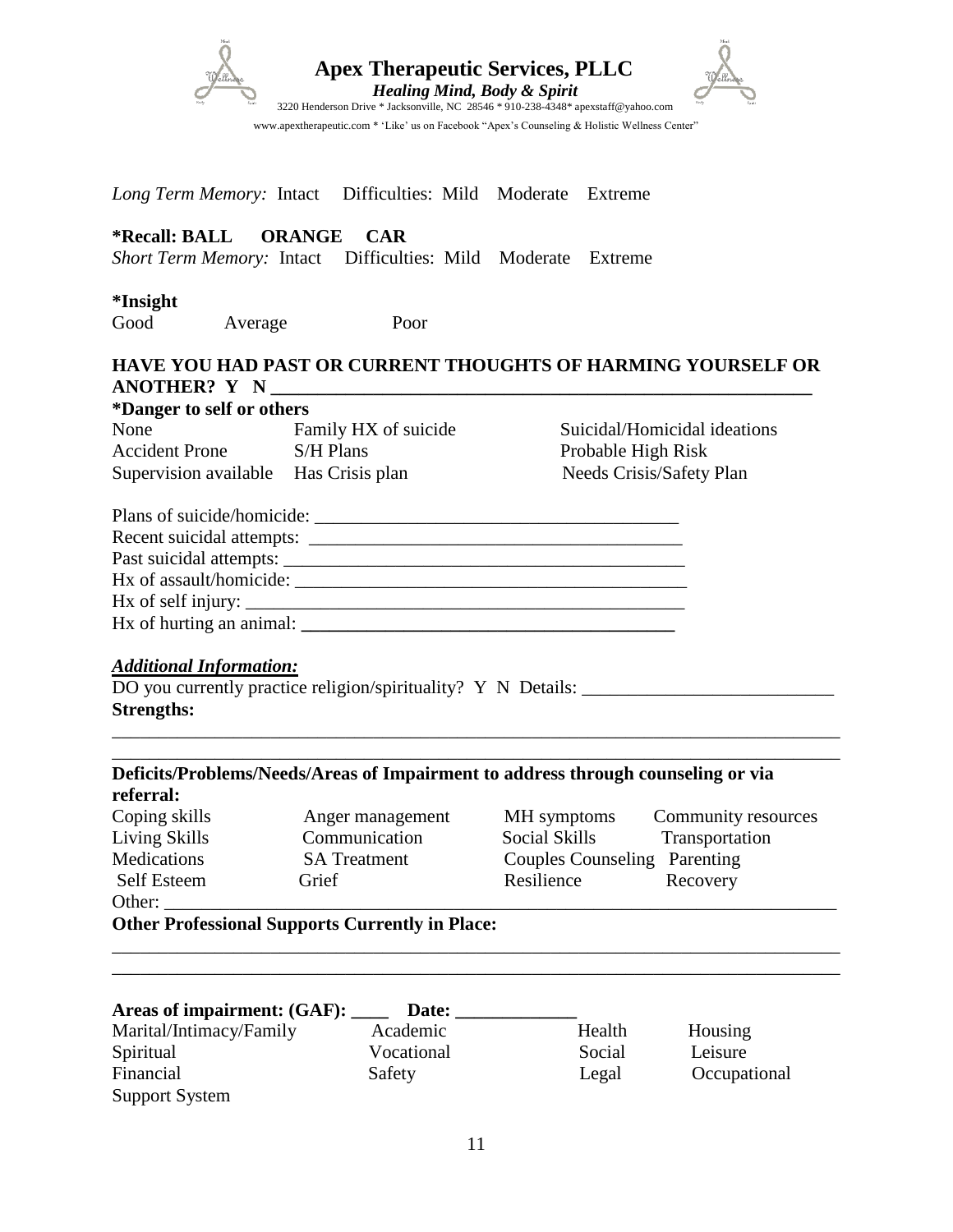# Apex Therapeutic Services, PLLC

***Healing Mind, Body & Spirit***

3220 Henderson Drive * Jacksonville, NC 28546 * 910-238-4348* apexstaff@yahoo.com

www.apextherapeutic.com * 'Like' us on Facebook "Apex's Counseling & Holistic Wellness Center"

*Long Term Memory:* Intact Difficulties: Mild Moderate Extreme

**\*Recall: BALL ORANGE CAR**

*Short Term Memory:* Intact Difficulties: Mild Moderate Extreme

**\*Insight**

Good Average Poor

**HAVE YOU HAD PAST OR CURRENT THOUGHTS OF HARMING YOURSELF OR ANOTHER? Y N** ___________________________________________________________

**\*Danger to self or others**

| | | |
|---|---|---|
| None | Family HX of suicide | Suicidal/Homicidal ideations |
| Accident Prone | S/H Plans | Probable High Risk |
| Supervision available | Has Crisis plan | Needs Crisis/Safety Plan |

Plans of suicide/homicide: ______________________________________

Recent suicidal attempts: ______________________________________

Past suicidal attempts: ________________________________________

Hx of assault/homicide: ________________________________________

Hx of self injury: ____________________________________________

Hx of hurting an animal: ______________________________________

***Additional Information:***

DO you currently practice religion/spirituality? Y N Details: ___________________________

**Strengths:**

___________________________________________________________________________

___________________________________________________________________________

**Deficits/Problems/Needs/Areas of Impairment to address through counseling or via referral:**

| | | | |
|---|---|---|---|
| Coping skills | Anger management | MH symptoms | Community resources |
| Living Skills | Communication | Social Skills | Transportation |
| Medications | SA Treatment | Couples Counseling | Parenting |
| Self Esteem | Grief | Resilience | Recovery |

Other: ____________________________________________________________________

**Other Professional Supports Currently in Place:**

___________________________________________________________________________

___________________________________________________________________________

**Areas of impairment: (GAF): ____ Date: _____________**

| | | | |
|---|---|---|---|
| Marital/Intimacy/Family | Academic | Health | Housing |
| Spiritual | Vocational | Social | Leisure |
| Financial | Safety | Legal | Occupational |
| Support System | | | |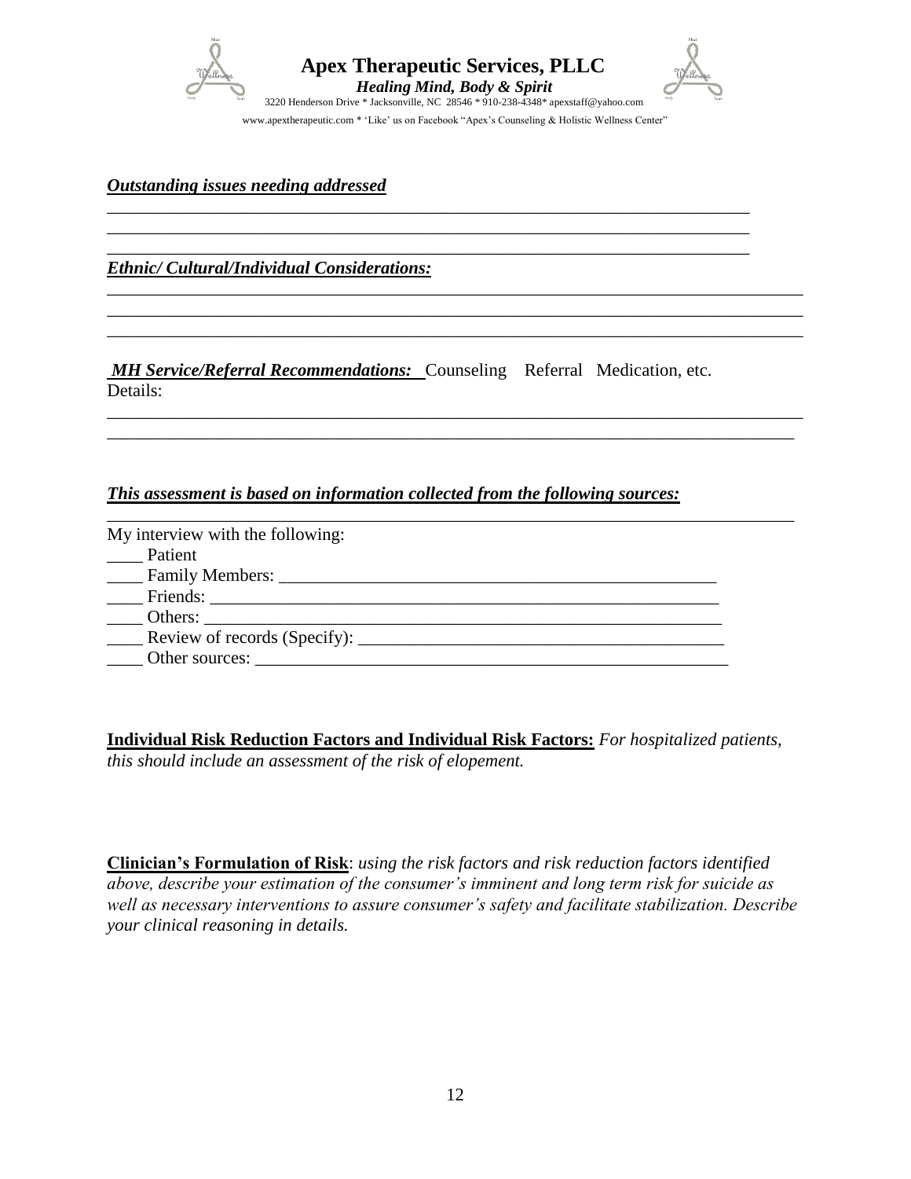# Apex Therapeutic Services, PLLC

***Healing Mind, Body & Spirit***

3220 Henderson Drive * Jacksonville, NC 28546 * 910-238-4348* apexstaff@yahoo.com

www.apextherapeutic.com * 'Like' us on Facebook "Apex's Counseling & Holistic Wellness Center"

***Outstanding issues needing addressed***

_______________________________________________________________________________

_______________________________________________________________________________

_______________________________________________________________________________

***Ethnic/ Cultural/Individual Considerations:***

_______________________________________________________________________________

_______________________________________________________________________________

_______________________________________________________________________________

***MH Service/Referral Recommendations:*** Counseling Referral Medication, etc.

Details:

_______________________________________________________________________________

_______________________________________________________________________________

***This assessment is based on information collected from the following sources:***

_______________________________________________________________________________

My interview with the following:

____ Patient

____ Family Members: ___________________________________________________

____ Friends: _________________________________________________________

____ Others: __________________________________________________________

____ Review of records (Specify): __________________________________________

____ Other sources: _____________________________________________________

**Individual Risk Reduction Factors and Individual Risk Factors:** *For hospitalized patients, this should include an assessment of the risk of elopement.*

**Clinician's Formulation of Risk**: *using the risk factors and risk reduction factors identified above, describe your estimation of the consumer's imminent and long term risk for suicide as well as necessary interventions to assure consumer's safety and facilitate stabilization. Describe your clinical reasoning in details.*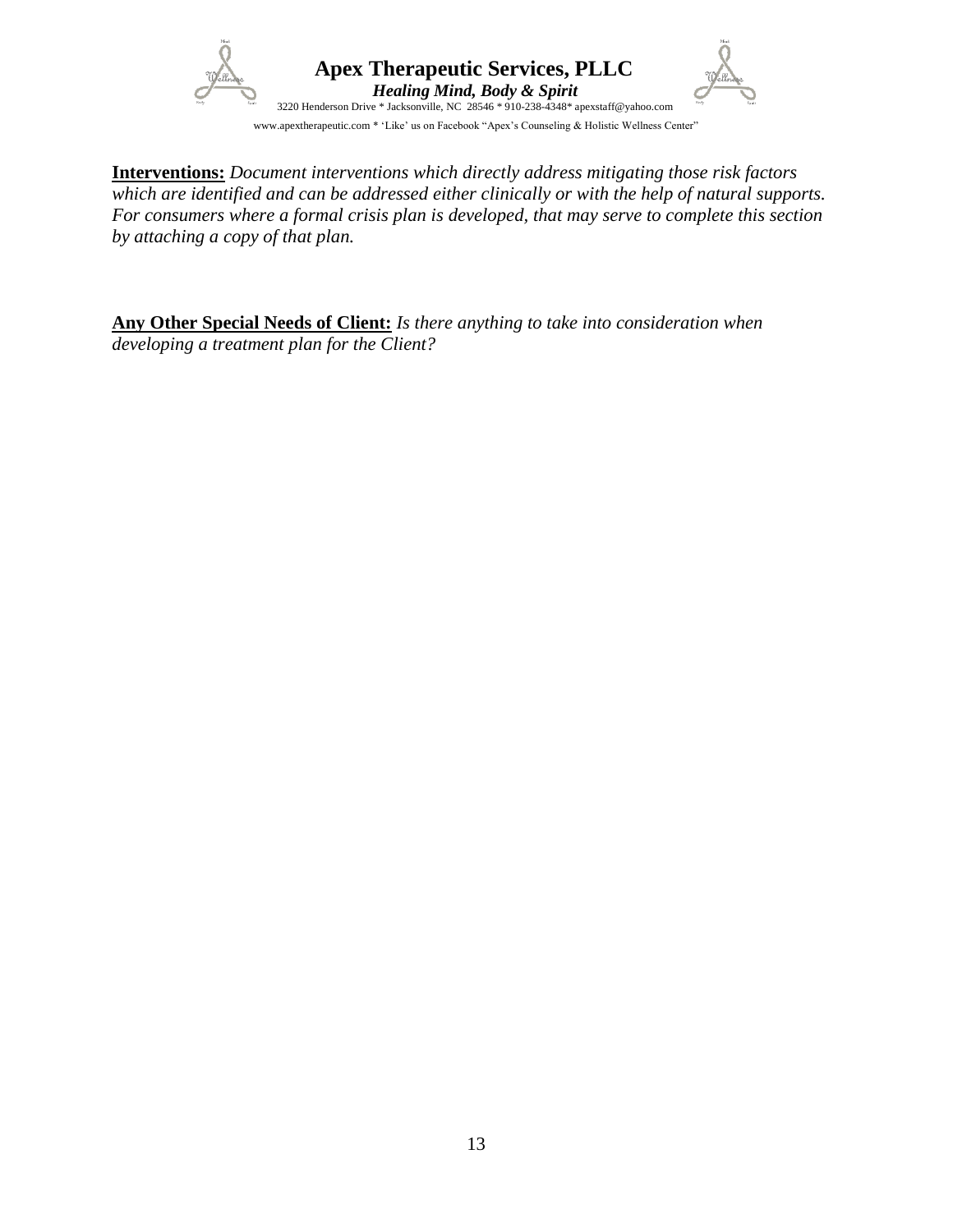**Interventions:** *Document interventions which directly address mitigating those risk factors which are identified and can be addressed either clinically or with the help of natural supports. For consumers where a formal crisis plan is developed, that may serve to complete this section by attaching a copy of that plan.*

**Any Other Special Needs of Client:** *Is there anything to take into consideration when developing a treatment plan for the Client?*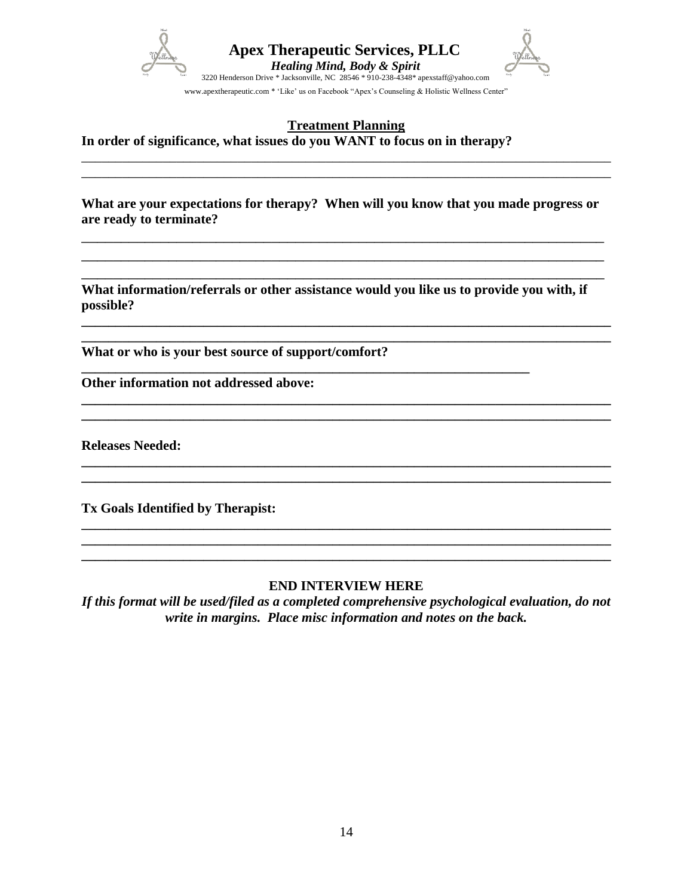**Apex Therapeutic Services, PLLC**

***Healing Mind, Body & Spirit***

3220 Henderson Drive * Jacksonville, NC 28546 * 910-238-4348* apexstaff@yahoo.com

www.apextherapeutic.com * 'Like' us on Facebook "Apex's Counseling & Holistic Wellness Center"

## Treatment Planning

**In order of significance, what issues do you WANT to focus on in therapy?**

______________________________________________________________________________

______________________________________________________________________________

**What are your expectations for therapy? When will you know that you made progress or are ready to terminate?**

______________________________________________________________________________

______________________________________________________________________________

______________________________________________________________________________

**What information/referrals or other assistance would you like us to provide you with, if possible?**

______________________________________________________________________________

______________________________________________________________________________

**What or who is your best source of support/comfort?**

_________________________________________________________________

**Other information not addressed above:**

______________________________________________________________________________

______________________________________________________________________________

**Releases Needed:**

______________________________________________________________________________

______________________________________________________________________________

**Tx Goals Identified by Therapist:**

______________________________________________________________________________

______________________________________________________________________________

______________________________________________________________________________

**END INTERVIEW HERE**

***If this format will be used/filed as a completed comprehensive psychological evaluation, do not write in margins. Place misc information and notes on the back.***